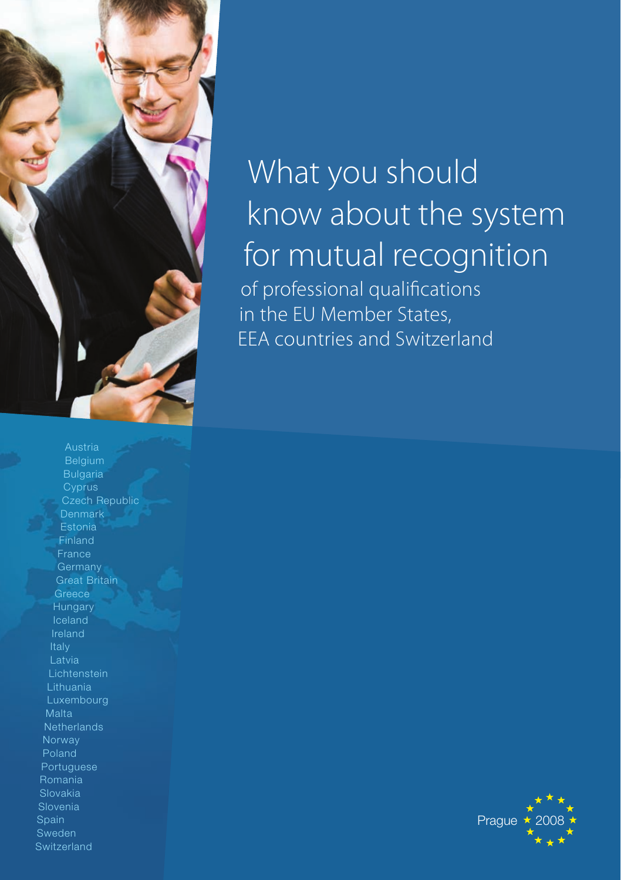# What you should know about the system for mutual recognition

of professional qualifications in the EU Member States, EEA countries and Switzerland

Austria
Belgium
Bulgaria
Cyprus
Czech Republic
Denmark
Estonia
Finland
France
Germany
Great Britain
Greece
Hungary
Iceland
Ireland
Italy
Latvia
Lichtenstein
Lithuania
Luxembourg
Malta
Netherlands
Norway
Poland
Portuguese
Romania
Slovakia
Slovenia
Spain
Sweden
Switzerland

Prague 2008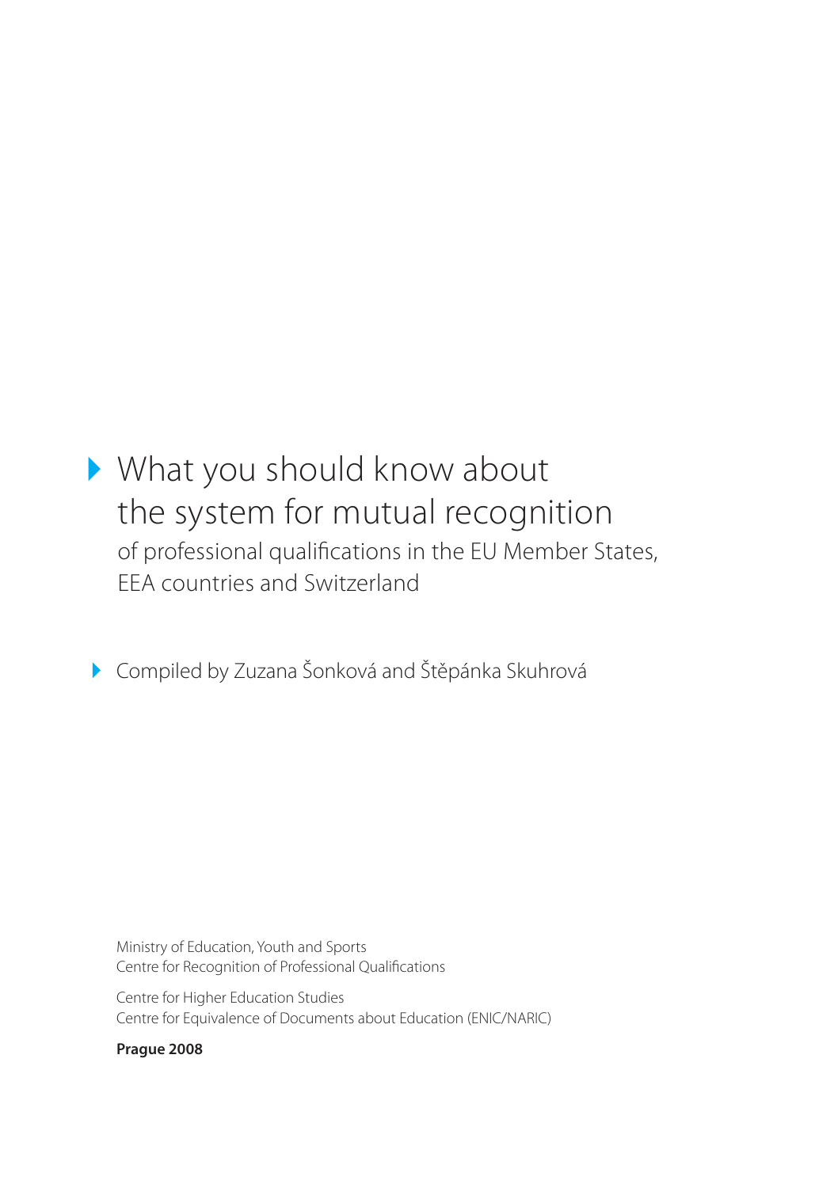# What you should know about the system for mutual recognition

of professional qualifications in the EU Member States, EEA countries and Switzerland

Compiled by Zuzana Šonková and Štěpánka Skuhrová

Ministry of Education, Youth and Sports
Centre for Recognition of Professional Qualifications

Centre for Higher Education Studies
Centre for Equivalence of Documents about Education (ENIC/NARIC)

**Prague 2008**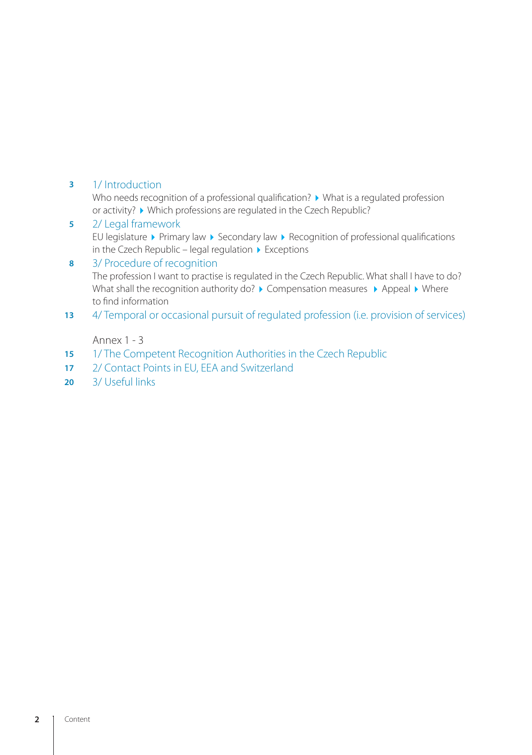3 1/ Introduction
Who needs recognition of a professional qualification? ▸ What is a regulated profession or activity? ▸ Which professions are regulated in the Czech Republic?

5 2/ Legal framework
EU legislature ▸ Primary law ▸ Secondary law ▸ Recognition of professional qualifications in the Czech Republic – legal regulation ▸ Exceptions

8 3/ Procedure of recognition
The profession I want to practise is regulated in the Czech Republic. What shall I have to do? What shall the recognition authority do? ▸ Compensation measures ▸ Appeal ▸ Where to find information

13 4/ Temporal or occasional pursuit of regulated profession (i.e. provision of services)

Annex 1 - 3

15 1/ The Competent Recognition Authorities in the Czech Republic

17 2/ Contact Points in EU, EEA and Switzerland

20 3/ Useful links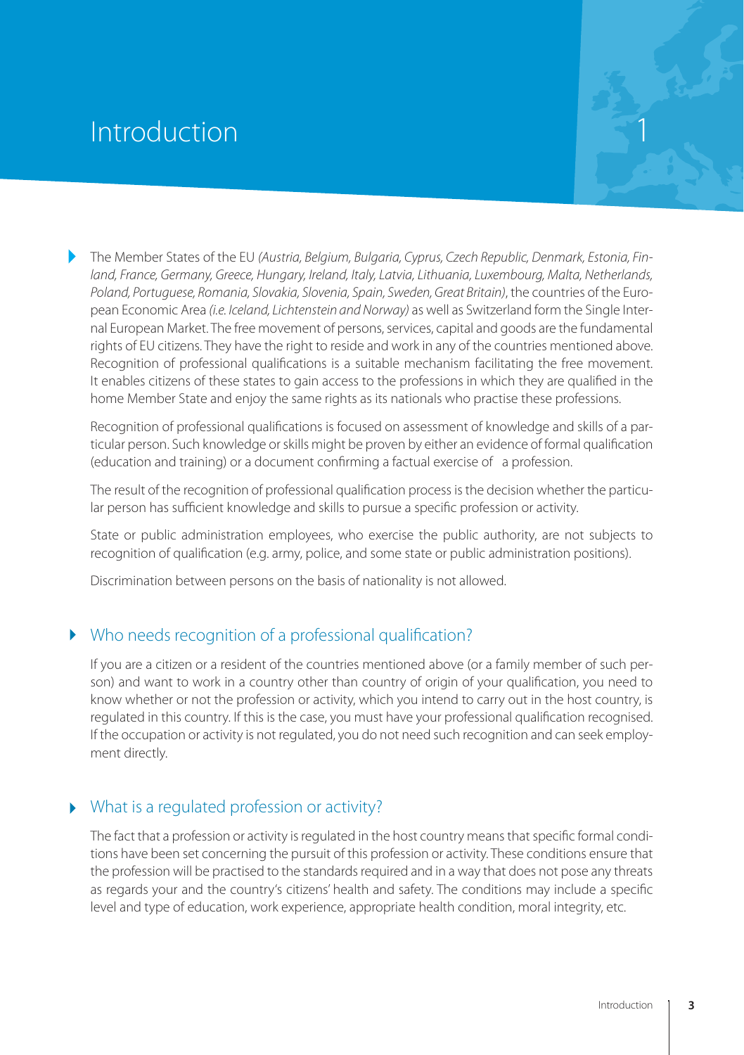# Introduction

The Member States of the EU *(Austria, Belgium, Bulgaria, Cyprus, Czech Republic, Denmark, Estonia, Finland, France, Germany, Greece, Hungary, Ireland, Italy, Latvia, Lithuania, Luxembourg, Malta, Netherlands, Poland, Portuguese, Romania, Slovakia, Slovenia, Spain, Sweden, Great Britain)*, the countries of the European Economic Area *(i.e. Iceland, Lichtenstein and Norway)* as well as Switzerland form the Single Internal European Market. The free movement of persons, services, capital and goods are the fundamental rights of EU citizens. They have the right to reside and work in any of the countries mentioned above. Recognition of professional qualifications is a suitable mechanism facilitating the free movement. It enables citizens of these states to gain access to the professions in which they are qualified in the home Member State and enjoy the same rights as its nationals who practise these professions.

Recognition of professional qualifications is focused on assessment of knowledge and skills of a particular person. Such knowledge or skills might be proven by either an evidence of formal qualification (education and training) or a document confirming a factual exercise of a profession.

The result of the recognition of professional qualification process is the decision whether the particular person has sufficient knowledge and skills to pursue a specific profession or activity.

State or public administration employees, who exercise the public authority, are not subjects to recognition of qualification (e.g. army, police, and some state or public administration positions).

Discrimination between persons on the basis of nationality is not allowed.

## Who needs recognition of a professional qualification?

If you are a citizen or a resident of the countries mentioned above (or a family member of such person) and want to work in a country other than country of origin of your qualification, you need to know whether or not the profession or activity, which you intend to carry out in the host country, is regulated in this country. If this is the case, you must have your professional qualification recognised. If the occupation or activity is not regulated, you do not need such recognition and can seek employment directly.

## What is a regulated profession or activity?

The fact that a profession or activity is regulated in the host country means that specific formal conditions have been set concerning the pursuit of this profession or activity. These conditions ensure that the profession will be practised to the standards required and in a way that does not pose any threats as regards your and the country's citizens' health and safety. The conditions may include a specific level and type of education, work experience, appropriate health condition, moral integrity, etc.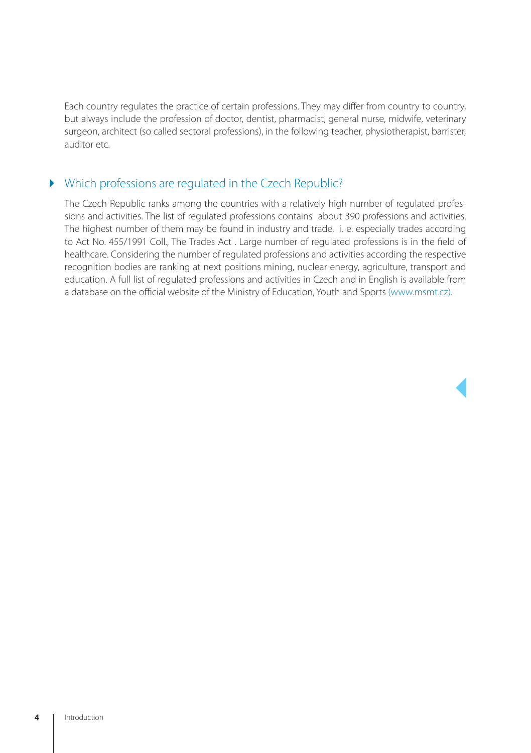Each country regulates the practice of certain professions. They may differ from country to country, but always include the profession of doctor, dentist, pharmacist, general nurse, midwife, veterinary surgeon, architect (so called sectoral professions), in the following teacher, physiotherapist, barrister, auditor etc.

## Which professions are regulated in the Czech Republic?

The Czech Republic ranks among the countries with a relatively high number of regulated professions and activities. The list of regulated professions contains about 390 professions and activities. The highest number of them may be found in industry and trade, i. e. especially trades according to Act No. 455/1991 Coll., The Trades Act . Large number of regulated professions is in the field of healthcare. Considering the number of regulated professions and activities according the respective recognition bodies are ranking at next positions mining, nuclear energy, agriculture, transport and education. A full list of regulated professions and activities in Czech and in English is available from a database on the official website of the Ministry of Education, Youth and Sports (www.msmt.cz).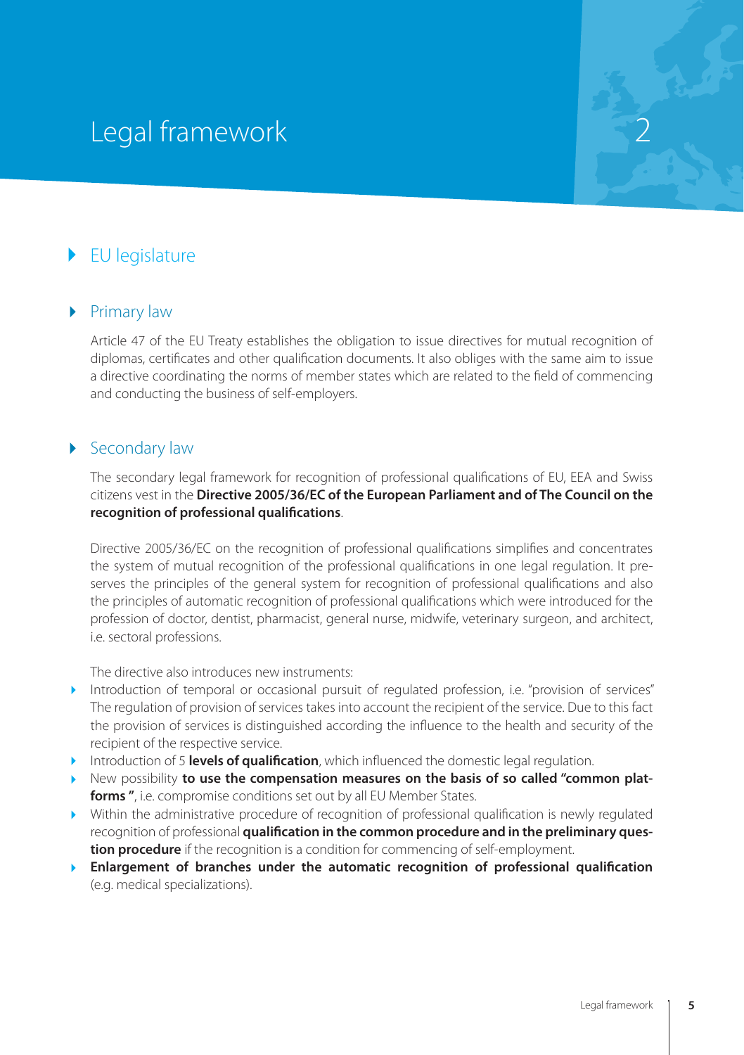# Legal framework 2

## EU legislature

### Primary law

Article 47 of the EU Treaty establishes the obligation to issue directives for mutual recognition of diplomas, certificates and other qualification documents. It also obliges with the same aim to issue a directive coordinating the norms of member states which are related to the field of commencing and conducting the business of self-employers.

### Secondary law

The secondary legal framework for recognition of professional qualifications of EU, EEA and Swiss citizens vest in the **Directive 2005/36/EC of the European Parliament and of The Council on the recognition of professional qualifications**.

Directive 2005/36/EC on the recognition of professional qualifications simplifies and concentrates the system of mutual recognition of the professional qualifications in one legal regulation. It preserves the principles of the general system for recognition of professional qualifications and also the principles of automatic recognition of professional qualifications which were introduced for the profession of doctor, dentist, pharmacist, general nurse, midwife, veterinary surgeon, and architect, i.e. sectoral professions.

The directive also introduces new instruments:

- Introduction of temporal or occasional pursuit of regulated profession, i.e. "provision of services" The regulation of provision of services takes into account the recipient of the service. Due to this fact the provision of services is distinguished according the influence to the health and security of the recipient of the respective service.
- Introduction of 5 **levels of qualification**, which influenced the domestic legal regulation.
- New possibility **to use the compensation measures on the basis of so called "common platforms "**, i.e. compromise conditions set out by all EU Member States.
- Within the administrative procedure of recognition of professional qualification is newly regulated recognition of professional **qualification in the common procedure and in the preliminary question procedure** if the recognition is a condition for commencing of self-employment.
- **Enlargement of branches under the automatic recognition of professional qualification** (e.g. medical specializations).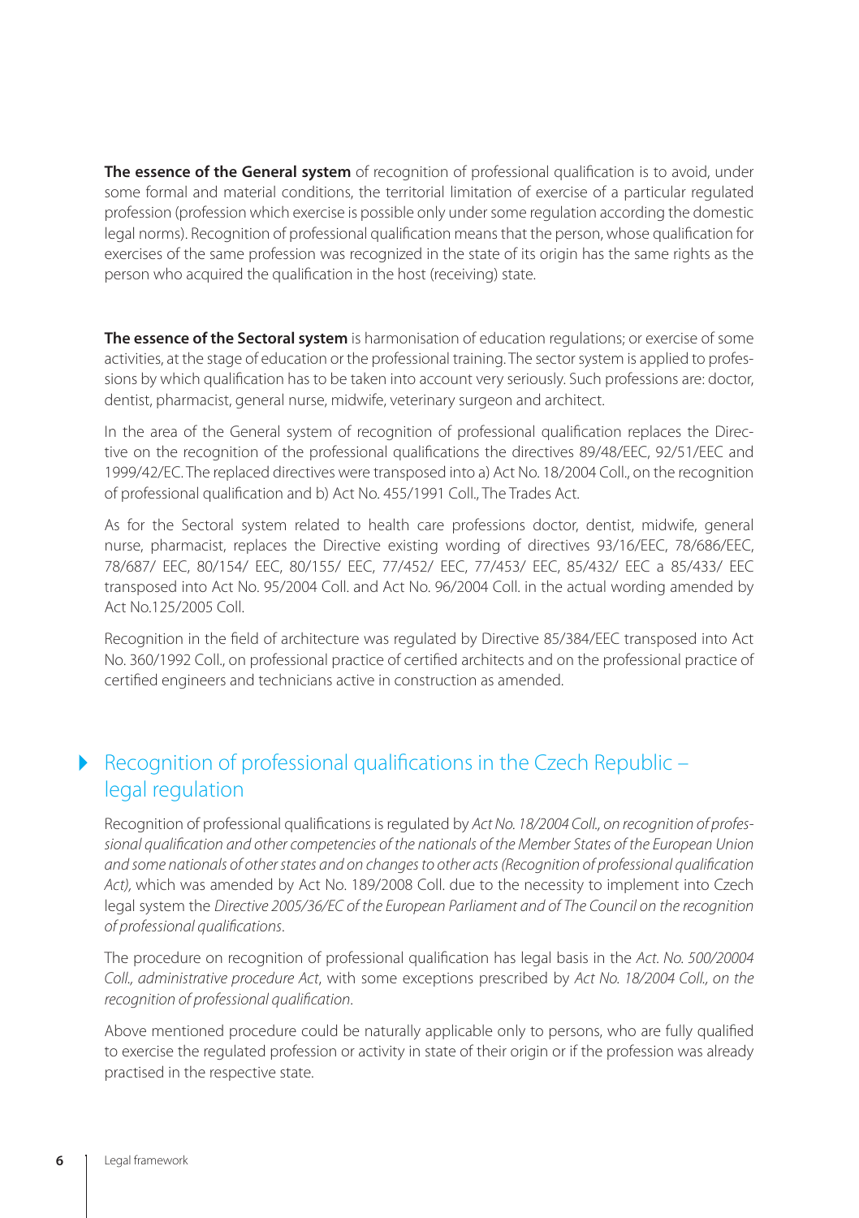**The essence of the General system** of recognition of professional qualification is to avoid, under some formal and material conditions, the territorial limitation of exercise of a particular regulated profession (profession which exercise is possible only under some regulation according the domestic legal norms). Recognition of professional qualification means that the person, whose qualification for exercises of the same profession was recognized in the state of its origin has the same rights as the person who acquired the qualification in the host (receiving) state.

**The essence of the Sectoral system** is harmonisation of education regulations; or exercise of some activities, at the stage of education or the professional training. The sector system is applied to professions by which qualification has to be taken into account very seriously. Such professions are: doctor, dentist, pharmacist, general nurse, midwife, veterinary surgeon and architect.

In the area of the General system of recognition of professional qualification replaces the Directive on the recognition of the professional qualifications the directives 89/48/EEC, 92/51/EEC and 1999/42/EC. The replaced directives were transposed into a) Act No. 18/2004 Coll., on the recognition of professional qualification and b) Act No. 455/1991 Coll., The Trades Act.

As for the Sectoral system related to health care professions doctor, dentist, midwife, general nurse, pharmacist, replaces the Directive existing wording of directives 93/16/EEC, 78/686/EEC, 78/687/ EEC, 80/154/ EEC, 80/155/ EEC, 77/452/ EEC, 77/453/ EEC, 85/432/ EEC a 85/433/ EEC transposed into Act No. 95/2004 Coll. and Act No. 96/2004 Coll. in the actual wording amended by Act No.125/2005 Coll.

Recognition in the field of architecture was regulated by Directive 85/384/EEC transposed into Act No. 360/1992 Coll., on professional practice of certified architects and on the professional practice of certified engineers and technicians active in construction as amended.

## Recognition of professional qualifications in the Czech Republic – legal regulation

Recognition of professional qualifications is regulated by *Act No. 18/2004 Coll., on recognition of professional qualification and other competencies of the nationals of the Member States of the European Union and some nationals of other states and on changes to other acts (Recognition of professional qualification Act),* which was amended by Act No. 189/2008 Coll. due to the necessity to implement into Czech legal system the *Directive 2005/36/EC of the European Parliament and of The Council on the recognition of professional qualifications*.

The procedure on recognition of professional qualification has legal basis in the *Act. No. 500/20004 Coll., administrative procedure Act*, with some exceptions prescribed by *Act No. 18/2004 Coll., on the recognition of professional qualification*.

Above mentioned procedure could be naturally applicable only to persons, who are fully qualified to exercise the regulated profession or activity in state of their origin or if the profession was already practised in the respective state.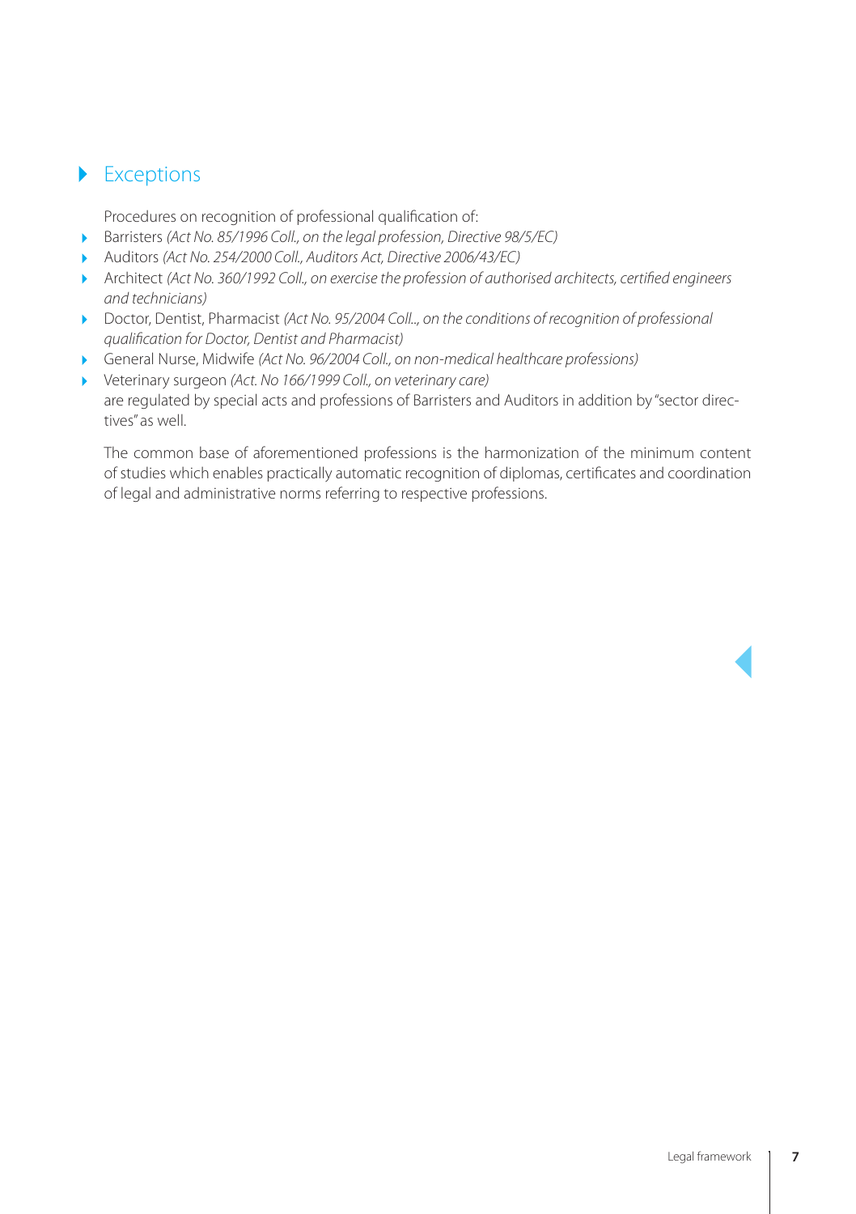## Exceptions

Procedures on recognition of professional qualification of:

- Barristers *(Act No. 85/1996 Coll., on the legal profession, Directive 98/5/EC)*
- Auditors *(Act No. 254/2000 Coll., Auditors Act, Directive 2006/43/EC)*
- Architect *(Act No. 360/1992 Coll., on exercise the profession of authorised architects, certified engineers and technicians)*
- Doctor, Dentist, Pharmacist *(Act No. 95/2004 Coll.., on the conditions of recognition of professional qualification for Doctor, Dentist and Pharmacist)*
- General Nurse, Midwife *(Act No. 96/2004 Coll., on non-medical healthcare professions)*
- Veterinary surgeon *(Act. No 166/1999 Coll., on veterinary care)*

are regulated by special acts and professions of Barristers and Auditors in addition by "sector directives" as well.

The common base of aforementioned professions is the harmonization of the minimum content of studies which enables practically automatic recognition of diplomas, certificates and coordination of legal and administrative norms referring to respective professions.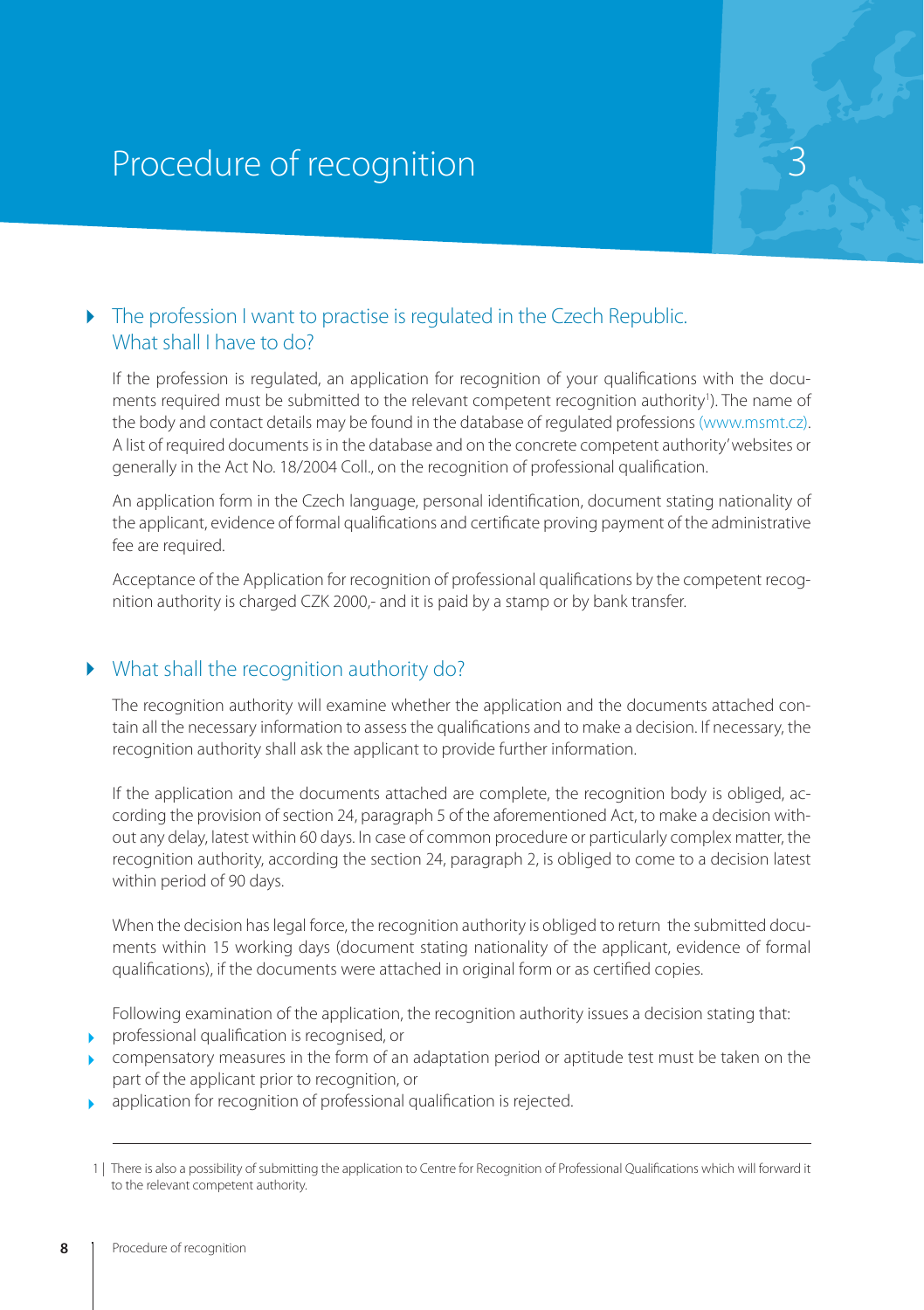# Procedure of recognition

3

## The profession I want to practise is regulated in the Czech Republic. What shall I have to do?

If the profession is regulated, an application for recognition of your qualifications with the documents required must be submitted to the relevant competent recognition authority[1]). The name of the body and contact details may be found in the database of regulated professions (www.msmt.cz). A list of required documents is in the database and on the concrete competent authority' websites or generally in the Act No. 18/2004 Coll., on the recognition of professional qualification.

An application form in the Czech language, personal identification, document stating nationality of the applicant, evidence of formal qualifications and certificate proving payment of the administrative fee are required.

Acceptance of the Application for recognition of professional qualifications by the competent recognition authority is charged CZK 2000,- and it is paid by a stamp or by bank transfer.

## What shall the recognition authority do?

The recognition authority will examine whether the application and the documents attached contain all the necessary information to assess the qualifications and to make a decision. If necessary, the recognition authority shall ask the applicant to provide further information.

If the application and the documents attached are complete, the recognition body is obliged, according the provision of section 24, paragraph 5 of the aforementioned Act, to make a decision without any delay, latest within 60 days. In case of common procedure or particularly complex matter, the recognition authority, according the section 24, paragraph 2, is obliged to come to a decision latest within period of 90 days.

When the decision has legal force, the recognition authority is obliged to return the submitted documents within 15 working days (document stating nationality of the applicant, evidence of formal qualifications), if the documents were attached in original form or as certified copies.

Following examination of the application, the recognition authority issues a decision stating that:

- professional qualification is recognised, or
- compensatory measures in the form of an adaptation period or aptitude test must be taken on the part of the applicant prior to recognition, or
- application for recognition of professional qualification is rejected.

---

1 | There is also a possibility of submitting the application to Centre for Recognition of Professional Qualifications which will forward it to the relevant competent authority.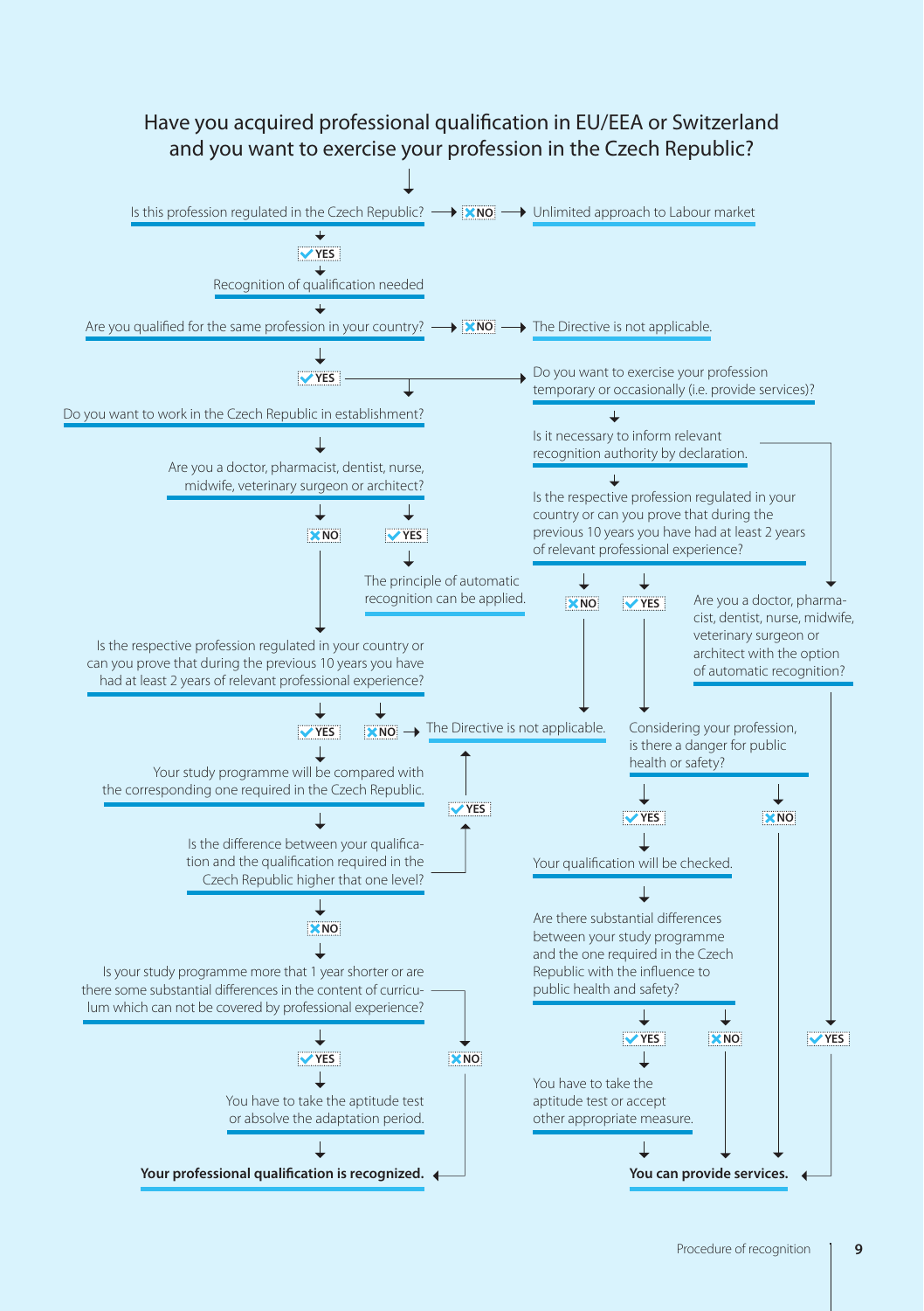# Have you acquired professional qualification in EU/EEA or Switzerland and you want to exercise your profession in the Czech Republic?

Is this profession regulated in the Czech Republic? → NO → Unlimited approach to Labour market

YES

Recognition of qualification needed

Are you qualified for the same profession in your country? → NO → The Directive is not applicable.

YES

Do you want to work in the Czech Republic in establishment?

Are you a doctor, pharmacist, dentist, nurse, midwife, veterinary surgeon or architect?

NO | YES

The principle of automatic recognition can be applied.

Is the respective profession regulated in your country or can you prove that during the previous 10 years you have had at least 2 years of relevant professional experience?

YES | NO → The Directive is not applicable.

Your study programme will be compared with the corresponding one required in the Czech Republic.

Is the difference between your qualification and the qualification required in the Czech Republic higher that one level?

YES → The Directive is not applicable.

NO

Is your study programme more that 1 year shorter or are there some substantial differences in the content of curriculum which can not be covered by professional experience?

YES | NO

You have to take the aptitude test or absolve the adaptation period.

**Your professional qualification is recognized.**

Do you want to exercise your profession temporary or occasionally (i.e. provide services)?

Is it necessary to inform relevant recognition authority by declaration.

Is the respective profession regulated in your country or can you prove that during the previous 10 years you have had at least 2 years of relevant professional experience?

NO → The Directive is not applicable.

YES

Are you a doctor, pharmacist, dentist, nurse, midwife, veterinary surgeon or architect with the option of automatic recognition?

YES → You can provide services.

Considering your profession, is there a danger for public health or safety?

YES | NO → You can provide services.

Your qualification will be checked.

Are there substantial differences between your study programme and the one required in the Czech Republic with the influence to public health and safety?

YES | NO → You can provide services.

You have to take the aptitude test or accept other appropriate measure.

**You can provide services.**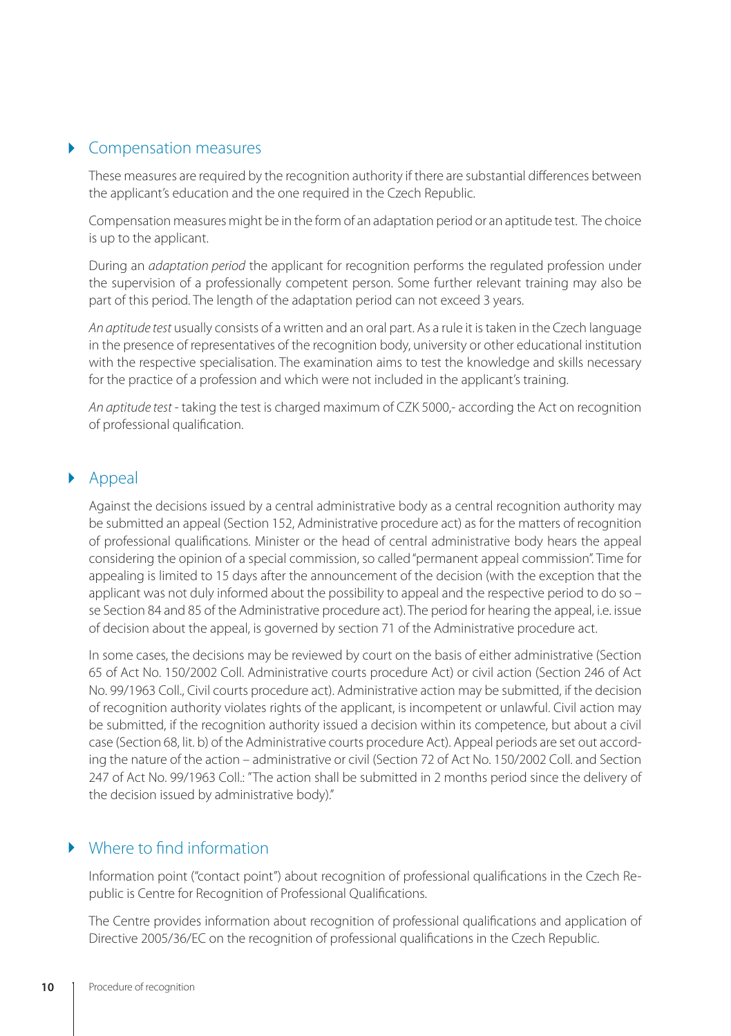## Compensation measures

These measures are required by the recognition authority if there are substantial differences between the applicant's education and the one required in the Czech Republic.

Compensation measures might be in the form of an adaptation period or an aptitude test. The choice is up to the applicant.

During an *adaptation period* the applicant for recognition performs the regulated profession under the supervision of a professionally competent person. Some further relevant training may also be part of this period. The length of the adaptation period can not exceed 3 years.

*An aptitude test* usually consists of a written and an oral part. As a rule it is taken in the Czech language in the presence of representatives of the recognition body, university or other educational institution with the respective specialisation. The examination aims to test the knowledge and skills necessary for the practice of a profession and which were not included in the applicant's training.

*An aptitude test* - taking the test is charged maximum of CZK 5000,- according the Act on recognition of professional qualification.

## Appeal

Against the decisions issued by a central administrative body as a central recognition authority may be submitted an appeal (Section 152, Administrative procedure act) as for the matters of recognition of professional qualifications. Minister or the head of central administrative body hears the appeal considering the opinion of a special commission, so called "permanent appeal commission". Time for appealing is limited to 15 days after the announcement of the decision (with the exception that the applicant was not duly informed about the possibility to appeal and the respective period to do so – se Section 84 and 85 of the Administrative procedure act). The period for hearing the appeal, i.e. issue of decision about the appeal, is governed by section 71 of the Administrative procedure act.

In some cases, the decisions may be reviewed by court on the basis of either administrative (Section 65 of Act No. 150/2002 Coll. Administrative courts procedure Act) or civil action (Section 246 of Act No. 99/1963 Coll., Civil courts procedure act). Administrative action may be submitted, if the decision of recognition authority violates rights of the applicant, is incompetent or unlawful. Civil action may be submitted, if the recognition authority issued a decision within its competence, but about a civil case (Section 68, lit. b) of the Administrative courts procedure Act). Appeal periods are set out according the nature of the action – administrative or civil (Section 72 of Act No. 150/2002 Coll. and Section 247 of Act No. 99/1963 Coll.: "The action shall be submitted in 2 months period since the delivery of the decision issued by administrative body)."

## Where to find information

Information point ("contact point") about recognition of professional qualifications in the Czech Republic is Centre for Recognition of Professional Qualifications.

The Centre provides information about recognition of professional qualifications and application of Directive 2005/36/EC on the recognition of professional qualifications in the Czech Republic.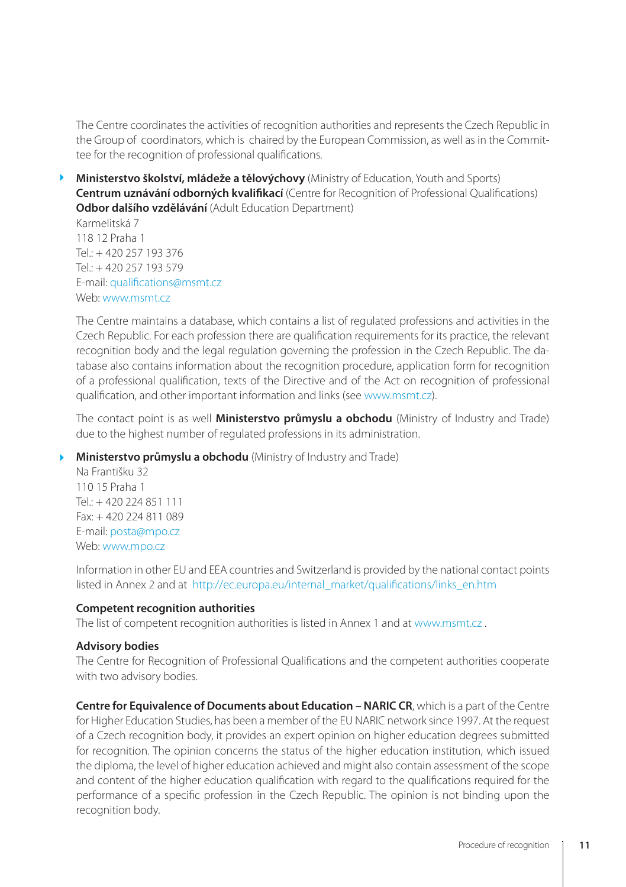The Centre coordinates the activities of recognition authorities and represents the Czech Republic in the Group of coordinators, which is chaired by the European Commission, as well as in the Committee for the recognition of professional qualifications.

- **Ministerstvo školství, mládeže a tělovýchovy** (Ministry of Education, Youth and Sports)
  **Centrum uznávání odborných kvalifikací** (Centre for Recognition of Professional Qualifications)
  **Odbor dalšího vzdělávání** (Adult Education Department)
  Karmelitská 7
  118 12 Praha 1
  Tel.: + 420 257 193 376
  Tel.: + 420 257 193 579
  E-mail: qualifications@msmt.cz
  Web: www.msmt.cz

The Centre maintains a database, which contains a list of regulated professions and activities in the Czech Republic. For each profession there are qualification requirements for its practice, the relevant recognition body and the legal regulation governing the profession in the Czech Republic. The database also contains information about the recognition procedure, application form for recognition of a professional qualification, texts of the Directive and of the Act on recognition of professional qualification, and other important information and links (see www.msmt.cz).

The contact point is as well **Ministerstvo průmyslu a obchodu** (Ministry of Industry and Trade) due to the highest number of regulated professions in its administration.

- **Ministerstvo průmyslu a obchodu** (Ministry of Industry and Trade)
  Na Františku 32
  110 15 Praha 1
  Tel.: + 420 224 851 111
  Fax: + 420 224 811 089
  E-mail: posta@mpo.cz
  Web: www.mpo.cz

Information in other EU and EEA countries and Switzerland is provided by the national contact points listed in Annex 2 and at http://ec.europa.eu/internal_market/qualifications/links_en.htm

**Competent recognition authorities**

The list of competent recognition authorities is listed in Annex 1 and at www.msmt.cz .

**Advisory bodies**

The Centre for Recognition of Professional Qualifications and the competent authorities cooperate with two advisory bodies.

**Centre for Equivalence of Documents about Education – NARIC CR**, which is a part of the Centre for Higher Education Studies, has been a member of the EU NARIC network since 1997. At the request of a Czech recognition body, it provides an expert opinion on higher education degrees submitted for recognition. The opinion concerns the status of the higher education institution, which issued the diploma, the level of higher education achieved and might also contain assessment of the scope and content of the higher education qualification with regard to the qualifications required for the performance of a specific profession in the Czech Republic. The opinion is not binding upon the recognition body.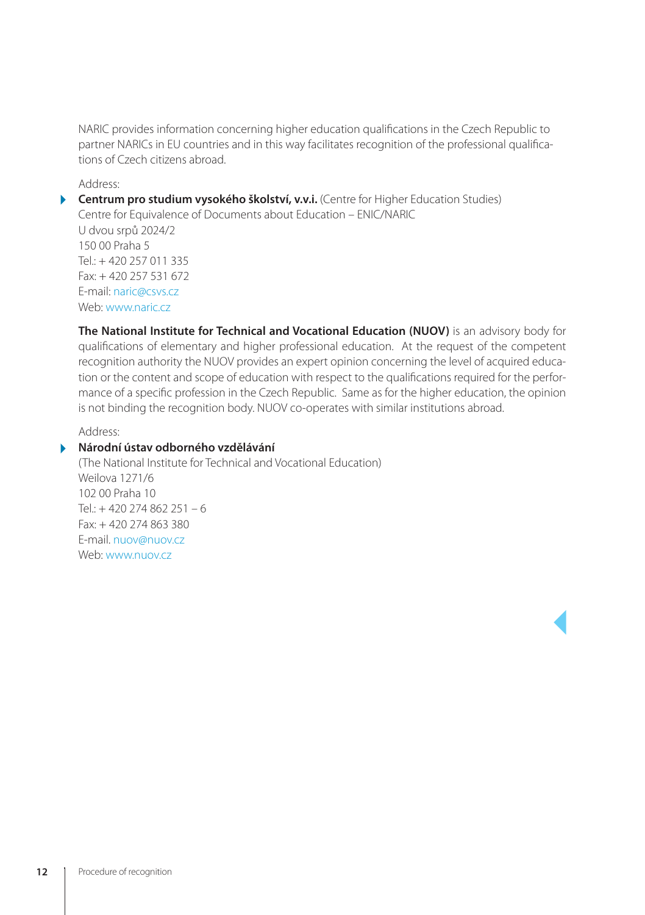NARIC provides information concerning higher education qualifications in the Czech Republic to partner NARICs in EU countries and in this way facilitates recognition of the professional qualifications of Czech citizens abroad.

Address:

- **Centrum pro studium vysokého školství, v.v.i.** (Centre for Higher Education Studies)
  Centre for Equivalence of Documents about Education – ENIC/NARIC
  U dvou srpů 2024/2
  150 00 Praha 5
  Tel.: + 420 257 011 335
  Fax: + 420 257 531 672
  E-mail: naric@csvs.cz
  Web: www.naric.cz

**The National Institute for Technical and Vocational Education (NUOV)** is an advisory body for qualifications of elementary and higher professional education. At the request of the competent recognition authority the NUOV provides an expert opinion concerning the level of acquired education or the content and scope of education with respect to the qualifications required for the performance of a specific profession in the Czech Republic. Same as for the higher education, the opinion is not binding the recognition body. NUOV co-operates with similar institutions abroad.

Address:

- **Národní ústav odborného vzdělávání**
  (The National Institute for Technical and Vocational Education)
  Weilova 1271/6
  102 00 Praha 10
  Tel.: + 420 274 862 251 – 6
  Fax: + 420 274 863 380
  E-mail. nuov@nuov.cz
  Web: www.nuov.cz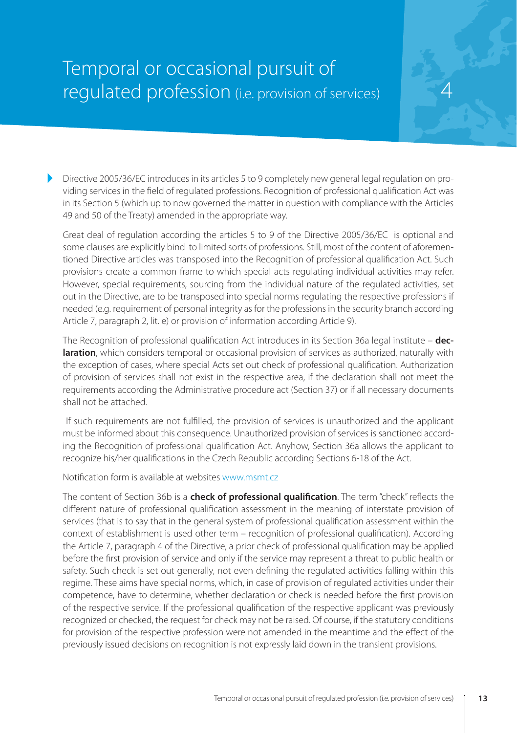# Temporal or occasional pursuit of regulated profession (i.e. provision of services)

Directive 2005/36/EC introduces in its articles 5 to 9 completely new general legal regulation on providing services in the field of regulated professions. Recognition of professional qualification Act was in its Section 5 (which up to now governed the matter in question with compliance with the Articles 49 and 50 of the Treaty) amended in the appropriate way.

Great deal of regulation according the articles 5 to 9 of the Directive 2005/36/EC is optional and some clauses are explicitly bind to limited sorts of professions. Still, most of the content of aforementioned Directive articles was transposed into the Recognition of professional qualification Act. Such provisions create a common frame to which special acts regulating individual activities may refer. However, special requirements, sourcing from the individual nature of the regulated activities, set out in the Directive, are to be transposed into special norms regulating the respective professions if needed (e.g. requirement of personal integrity as for the professions in the security branch according Article 7, paragraph 2, lit. e) or provision of information according Article 9).

The Recognition of professional qualification Act introduces in its Section 36a legal institute – **declaration**, which considers temporal or occasional provision of services as authorized, naturally with the exception of cases, where special Acts set out check of professional qualification. Authorization of provision of services shall not exist in the respective area, if the declaration shall not meet the requirements according the Administrative procedure act (Section 37) or if all necessary documents shall not be attached.

If such requirements are not fulfilled, the provision of services is unauthorized and the applicant must be informed about this consequence. Unauthorized provision of services is sanctioned according the Recognition of professional qualification Act. Anyhow, Section 36a allows the applicant to recognize his/her qualifications in the Czech Republic according Sections 6-18 of the Act.

Notification form is available at websites www.msmt.cz

The content of Section 36b is a **check of professional qualification**. The term "check" reflects the different nature of professional qualification assessment in the meaning of interstate provision of services (that is to say that in the general system of professional qualification assessment within the context of establishment is used other term – recognition of professional qualification). According the Article 7, paragraph 4 of the Directive, a prior check of professional qualification may be applied before the first provision of service and only if the service may represent a threat to public health or safety. Such check is set out generally, not even defining the regulated activities falling within this regime. These aims have special norms, which, in case of provision of regulated activities under their competence, have to determine, whether declaration or check is needed before the first provision of the respective service. If the professional qualification of the respective applicant was previously recognized or checked, the request for check may not be raised. Of course, if the statutory conditions for provision of the respective profession were not amended in the meantime and the effect of the previously issued decisions on recognition is not expressly laid down in the transient provisions.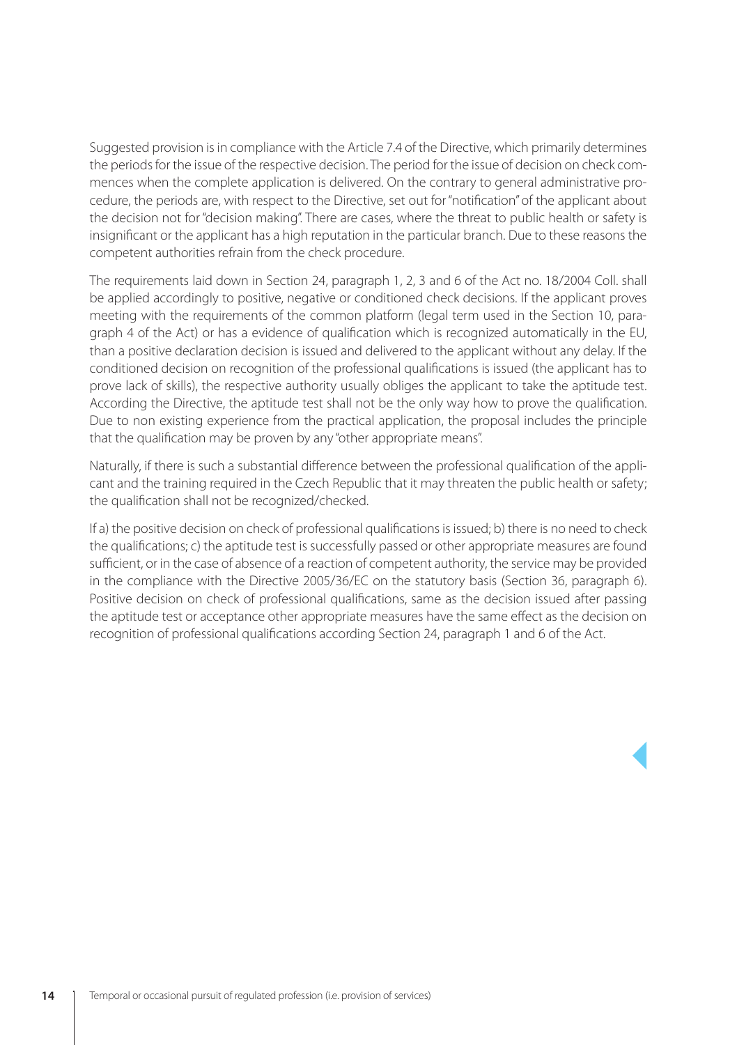Suggested provision is in compliance with the Article 7.4 of the Directive, which primarily determines the periods for the issue of the respective decision. The period for the issue of decision on check commences when the complete application is delivered. On the contrary to general administrative procedure, the periods are, with respect to the Directive, set out for "notification" of the applicant about the decision not for "decision making". There are cases, where the threat to public health or safety is insignificant or the applicant has a high reputation in the particular branch. Due to these reasons the competent authorities refrain from the check procedure.

The requirements laid down in Section 24, paragraph 1, 2, 3 and 6 of the Act no. 18/2004 Coll. shall be applied accordingly to positive, negative or conditioned check decisions. If the applicant proves meeting with the requirements of the common platform (legal term used in the Section 10, paragraph 4 of the Act) or has a evidence of qualification which is recognized automatically in the EU, than a positive declaration decision is issued and delivered to the applicant without any delay. If the conditioned decision on recognition of the professional qualifications is issued (the applicant has to prove lack of skills), the respective authority usually obliges the applicant to take the aptitude test. According the Directive, the aptitude test shall not be the only way how to prove the qualification. Due to non existing experience from the practical application, the proposal includes the principle that the qualification may be proven by any "other appropriate means".

Naturally, if there is such a substantial difference between the professional qualification of the applicant and the training required in the Czech Republic that it may threaten the public health or safety; the qualification shall not be recognized/checked.

If a) the positive decision on check of professional qualifications is issued; b) there is no need to check the qualifications; c) the aptitude test is successfully passed or other appropriate measures are found sufficient, or in the case of absence of a reaction of competent authority, the service may be provided in the compliance with the Directive 2005/36/EC on the statutory basis (Section 36, paragraph 6). Positive decision on check of professional qualifications, same as the decision issued after passing the aptitude test or acceptance other appropriate measures have the same effect as the decision on recognition of professional qualifications according Section 24, paragraph 1 and 6 of the Act.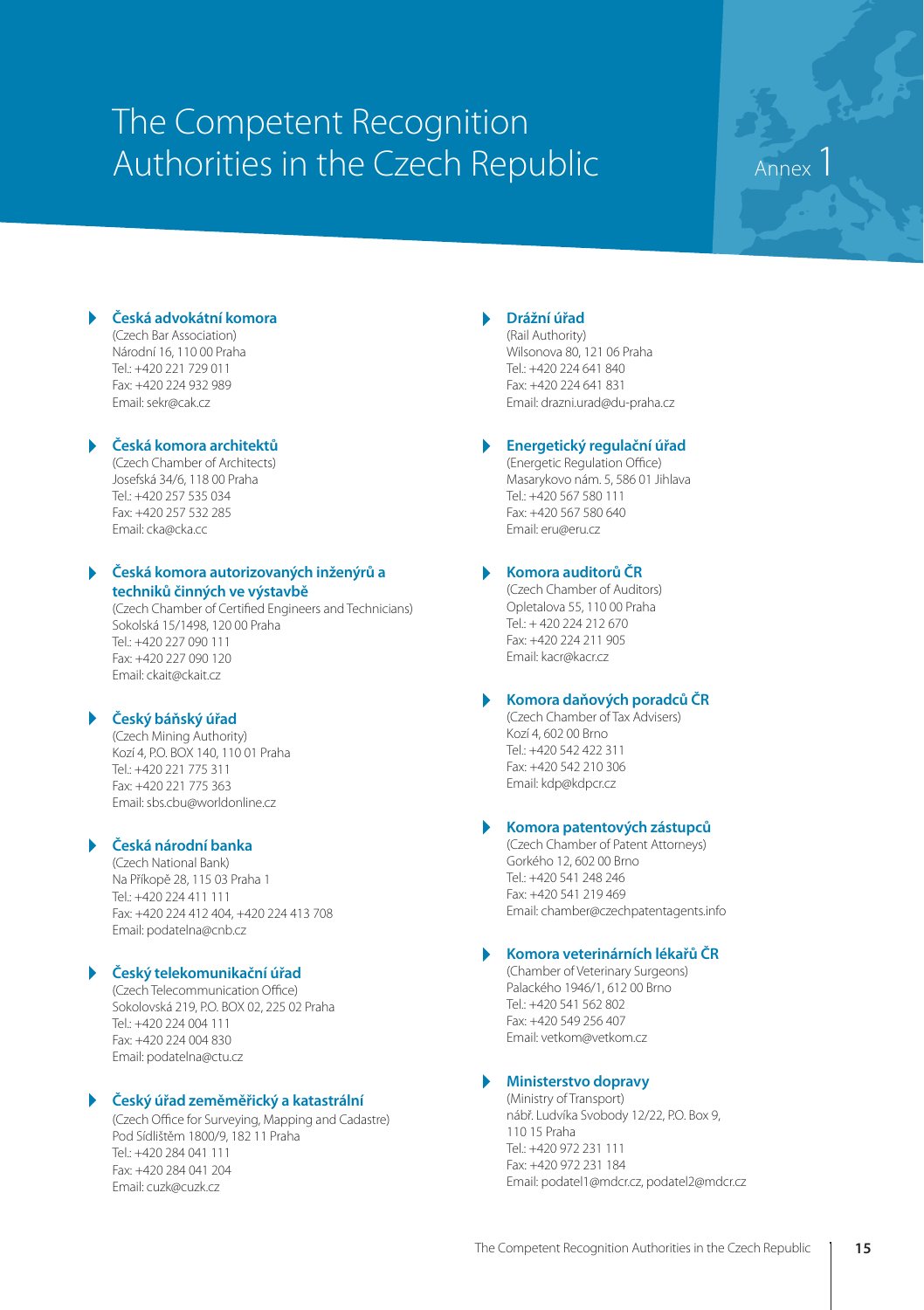# The Competent Recognition Authorities in the Czech Republic

Annex 1

### Česká advokátní komora

(Czech Bar Association)
Národní 16, 110 00 Praha
Tel.: +420 221 729 011
Fax: +420 224 932 989
Email: sekr@cak.cz

### Česká komora architektů

(Czech Chamber of Architects)
Josefská 34/6, 118 00 Praha
Tel.: +420 257 535 034
Fax: +420 257 532 285
Email: cka@cka.cc

### Česká komora autorizovaných inženýrů a techniků činných ve výstavbě

(Czech Chamber of Certified Engineers and Technicians)
Sokolská 15/1498, 120 00 Praha
Tel.: +420 227 090 111
Fax: +420 227 090 120
Email: ckait@ckait.cz

### Český báňský úřad

(Czech Mining Authority)
Kozí 4, P.O. BOX 140, 110 01 Praha
Tel.: +420 221 775 311
Fax: +420 221 775 363
Email: sbs.cbu@worldonline.cz

### Česká národní banka

(Czech National Bank)
Na Příkopě 28, 115 03 Praha 1
Tel.: +420 224 411 111
Fax: +420 224 412 404, +420 224 413 708
Email: podatelna@cnb.cz

### Český telekomunikační úřad

(Czech Telecommunication Office)
Sokolovská 219, P.O. BOX 02, 225 02 Praha
Tel.: +420 224 004 111
Fax: +420 224 004 830
Email: podatelna@ctu.cz

### Český úřad zeměměřický a katastrální

(Czech Office for Surveying, Mapping and Cadastre)
Pod Sídlištěm 1800/9, 182 11 Praha
Tel.: +420 284 041 111
Fax: +420 284 041 204
Email: cuzk@cuzk.cz

### Drážní úřad

(Rail Authority)
Wilsonova 80, 121 06 Praha
Tel.: +420 224 641 840
Fax: +420 224 641 831
Email: drazni.urad@du-praha.cz

### Energetický regulační úřad

(Energetic Regulation Office)
Masarykovo nám. 5, 586 01 Jihlava
Tel.: +420 567 580 111
Fax: +420 567 580 640
Email: eru@eru.cz

### Komora auditorů ČR

(Czech Chamber of Auditors)
Opletalova 55, 110 00 Praha
Tel.: + 420 224 212 670
Fax: +420 224 211 905
Email: kacr@kacr.cz

### Komora daňových poradců ČR

(Czech Chamber of Tax Advisers)
Kozí 4, 602 00 Brno
Tel.: +420 542 422 311
Fax: +420 542 210 306
Email: kdp@kdpcr.cz

### Komora patentových zástupců

(Czech Chamber of Patent Attorneys)
Gorkého 12, 602 00 Brno
Tel.: +420 541 248 246
Fax: +420 541 219 469
Email: chamber@czechpatentagents.info

### Komora veterinárních lékařů ČR

(Chamber of Veterinary Surgeons)
Palackého 1946/1, 612 00 Brno
Tel.: +420 541 562 802
Fax: +420 549 256 407
Email: vetkom@vetkom.cz

### Ministerstvo dopravy

(Ministry of Transport)
nábř. Ludvíka Svobody 12/22, P.O. Box 9,
110 15 Praha
Tel.: +420 972 231 111
Fax: +420 972 231 184
Email: podatel1@mdcr.cz, podatel2@mdcr.cz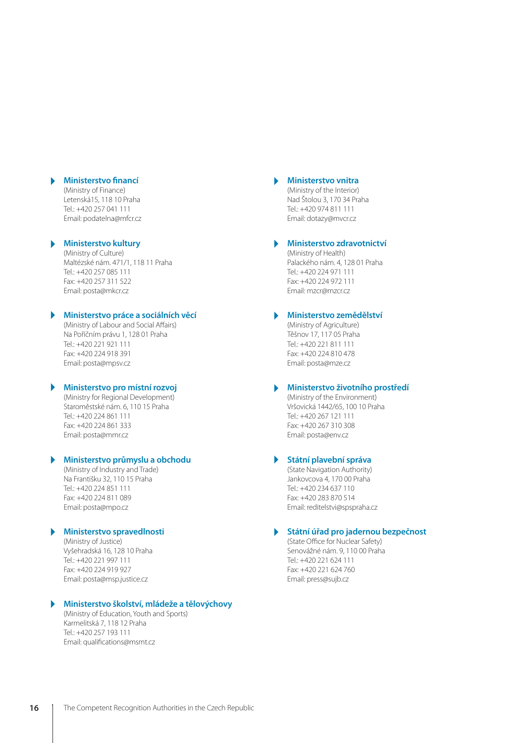### Ministerstvo financí

(Ministry of Finance)
Letenská15, 118 10 Praha
Tel.: +420 257 041 111
Email: podatelna@mfcr.cz

### Ministerstvo kultury

(Ministry of Culture)
Maltézské nám. 471/1, 118 11 Praha
Tel.: +420 257 085 111
Fax: +420 257 311 522
Email: posta@mkcr.cz

### Ministerstvo práce a sociálních věcí

(Ministry of Labour and Social Affairs)
Na Poříčním právu 1, 128 01 Praha
Tel.: +420 221 921 111
Fax: +420 224 918 391
Email: posta@mpsv.cz

### Ministerstvo pro místní rozvoj

(Ministry for Regional Development)
Staroměstské nám. 6, 110 15 Praha
Tel.: +420 224 861 111
Fax: +420 224 861 333
Email: posta@mmr.cz

### Ministerstvo průmyslu a obchodu

(Ministry of Industry and Trade)
Na Františku 32, 110 15 Praha
Tel.: +420 224 851 111
Fax: +420 224 811 089
Email: posta@mpo.cz

### Ministerstvo spravedlnosti

(Ministry of Justice)
Vyšehradská 16, 128 10 Praha
Tel.: +420 221 997 111
Fax: +420 224 919 927
Email: posta@msp.justice.cz

### Ministerstvo školství, mládeže a tělovýchovy

(Ministry of Education, Youth and Sports)
Karmelitská 7, 118 12 Praha
Tel.: +420 257 193 111
Email: qualifications@msmt.cz

### Ministerstvo vnitra

(Ministry of the Interior)
Nad Štolou 3, 170 34 Praha
Tel.: +420 974 811 111
Email: dotazy@mvcr.cz

### Ministerstvo zdravotnictví

(Ministry of Health)
Palackého nám. 4, 128 01 Praha
Tel.: +420 224 971 111
Fax: +420 224 972 111
Email: mzcr@mzcr.cz

### Ministerstvo zemědělství

(Ministry of Agriculture)
Těšnov 17, 117 05 Praha
Tel.: +420 221 811 111
Fax: +420 224 810 478
Email: posta@mze.cz

### Ministerstvo životního prostředí

(Ministry of the Environment)
Vršovická 1442/65, 100 10 Praha
Tel.: +420 267 121 111
Fax: +420 267 310 308
Email: posta@env.cz

### Státní plavební správa

(State Navigation Authority)
Jankovcova 4, 170 00 Praha
Tel.: +420 234 637 110
Fax: +420 283 870 514
Email: reditelstvi@spspraha.cz

### Státní úřad pro jadernou bezpečnost

(State Office for Nuclear Safety)
Senovážné nám. 9, 110 00 Praha
Tel.: +420 221 624 111
Fax: +420 221 624 760
Email: press@sujb.cz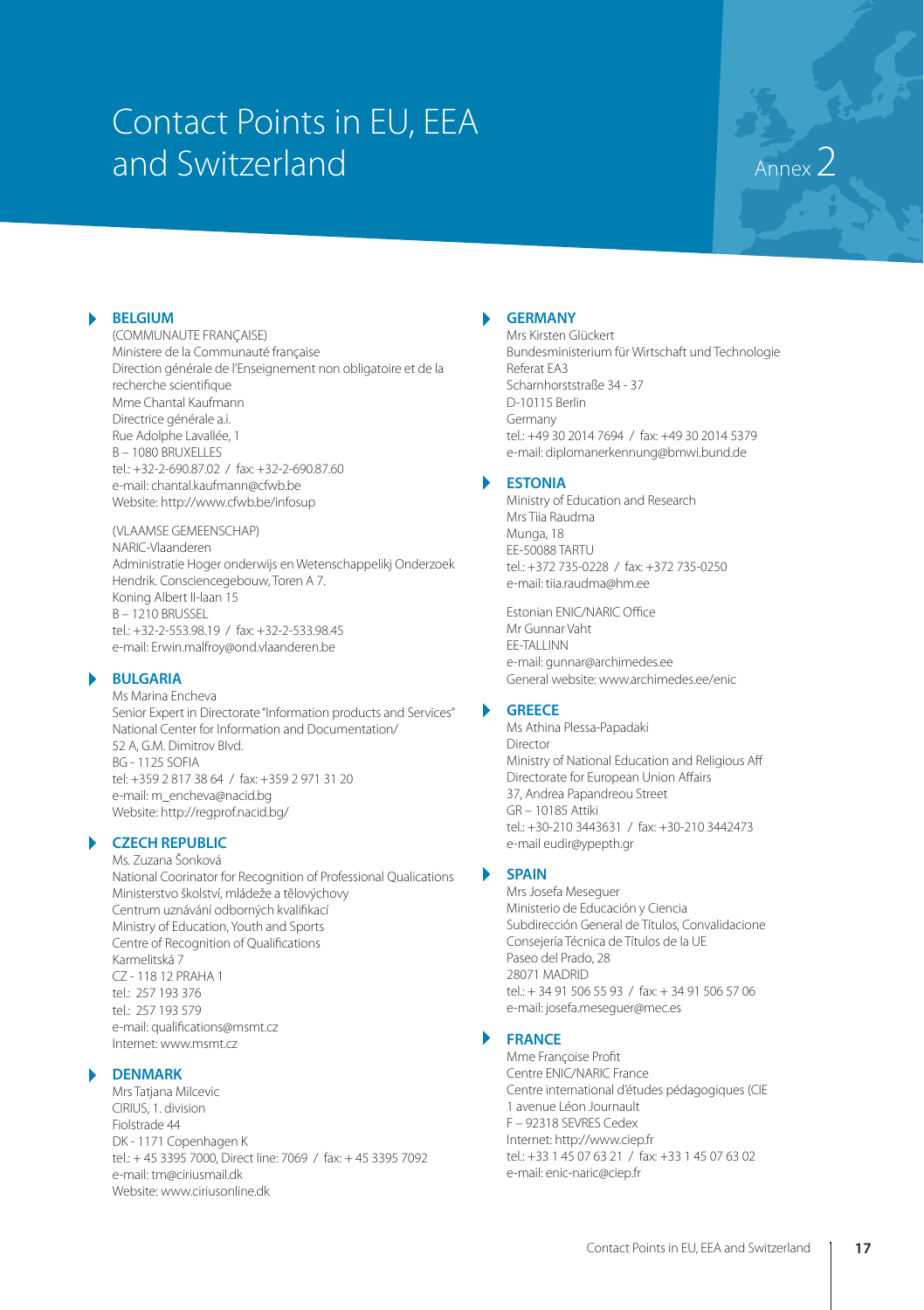# Contact Points in EU, EEA and Switzerland

Annex 2

### BELGIUM

(COMMUNAUTE FRANÇAISE)
Ministere de la Communauté française
Direction générale de l'Enseignement non obligatoire et de la recherche scientifique
Mme Chantal Kaufmann
Directrice générale a.i.
Rue Adolphe Lavallée, 1
B – 1080 BRUXELLES
tel.: +32-2-690.87.02 / fax: +32-2-690.87.60
e-mail: chantal.kaufmann@cfwb.be
Website: http://www.cfwb.be/infosup

(VLAAMSE GEMEENSCHAP)
NARIC-Vlaanderen
Administratie Hoger onderwijs en Wetenschappelikj Onderzoek
Hendrik. Consciencegebouw, Toren A 7.
Koning Albert II-laan 15
B – 1210 BRUSSEL
tel.: +32-2-553.98.19 / fax: +32-2-533.98.45
e-mail: Erwin.malfroy@ond.vlaanderen.be

### BULGARIA

Ms Marina Encheva
Senior Expert in Directorate "Information products and Services"
National Center for Information and Documentation/
52 A, G.M. Dimitrov Blvd.
BG - 1125 SOFIA
tel: +359 2 817 38 64 / fax: +359 2 971 31 20
e-mail: m_encheva@nacid.bg
Website: http://regprof.nacid.bg/

### CZECH REPUBLIC

Ms. Zuzana Šonková
National Coorinator for Recognition of Professional Qualications
Ministerstvo školství, mládeže a tělovýchovy
Centrum uznávání odborných kvalifikací
Ministry of Education, Youth and Sports
Centre of Recognition of Qualifications
Karmelitská 7
CZ - 118 12 PRAHA 1
tel.: 257 193 376
tel.: 257 193 579
e-mail: qualifications@msmt.cz
Internet: www.msmt.cz

### DENMARK

Mrs Tatjana Milcevic
CIRIUS, 1. division
Fiolstrade 44
DK - 1171 Copenhagen K
tel.: + 45 3395 7000, Direct line: 7069 / fax: + 45 3395 7092
e-mail: tm@ciriusmail.dk
Website: www.ciriusonline.dk

### GERMANY

Mrs Kirsten Glückert
Bundesministerium für Wirtschaft und Technologie
Referat EA3
Scharnhorststraße 34 - 37
D-10115 Berlin
Germany
tel.: +49 30 2014 7694 / fax: +49 30 2014 5379
e-mail: diplomanerkennung@bmwi.bund.de

### ESTONIA

Ministry of Education and Research
Mrs Tiia Raudma
Munga, 18
EE-50088 TARTU
tel.: +372 735-0228 / fax: +372 735-0250
e-mail: tiia.raudma@hm.ee

Estonian ENIC/NARIC Office
Mr Gunnar Vaht
EE-TALLINN
e-mail: gunnar@archimedes.ee
General website: www.archimedes.ee/enic

### GREECE

Ms Athina Plessa-Papadaki
Director
Ministry of National Education and Religious Aff
Directorate for European Union Affairs
37, Andrea Papandreou Street
GR – 10185 Attiki
tel.: +30-210 3443631 / fax: +30-210 3442473
e-mail eudir@ypepth.gr

### SPAIN

Mrs Josefa Meseguer
Ministerio de Educación y Ciencia
Subdirección General de Títulos, Convalidacione
Consejería Técnica de Títulos de la UE
Paseo del Prado, 28
28071 MADRID
tel.: + 34 91 506 55 93 / fax: + 34 91 506 57 06
e-mail: josefa.meseguer@mec.es

### FRANCE

Mme Françoise Profit
Centre ENIC/NARIC France
Centre international d'études pédagogiques (CIE
1 avenue Léon Journault
F – 92318 SEVRES Cedex
Internet: http://www.ciep.fr
tel.: +33 1 45 07 63 21 / fax: +33 1 45 07 63 02
e-mail: enic-naric@ciep.fr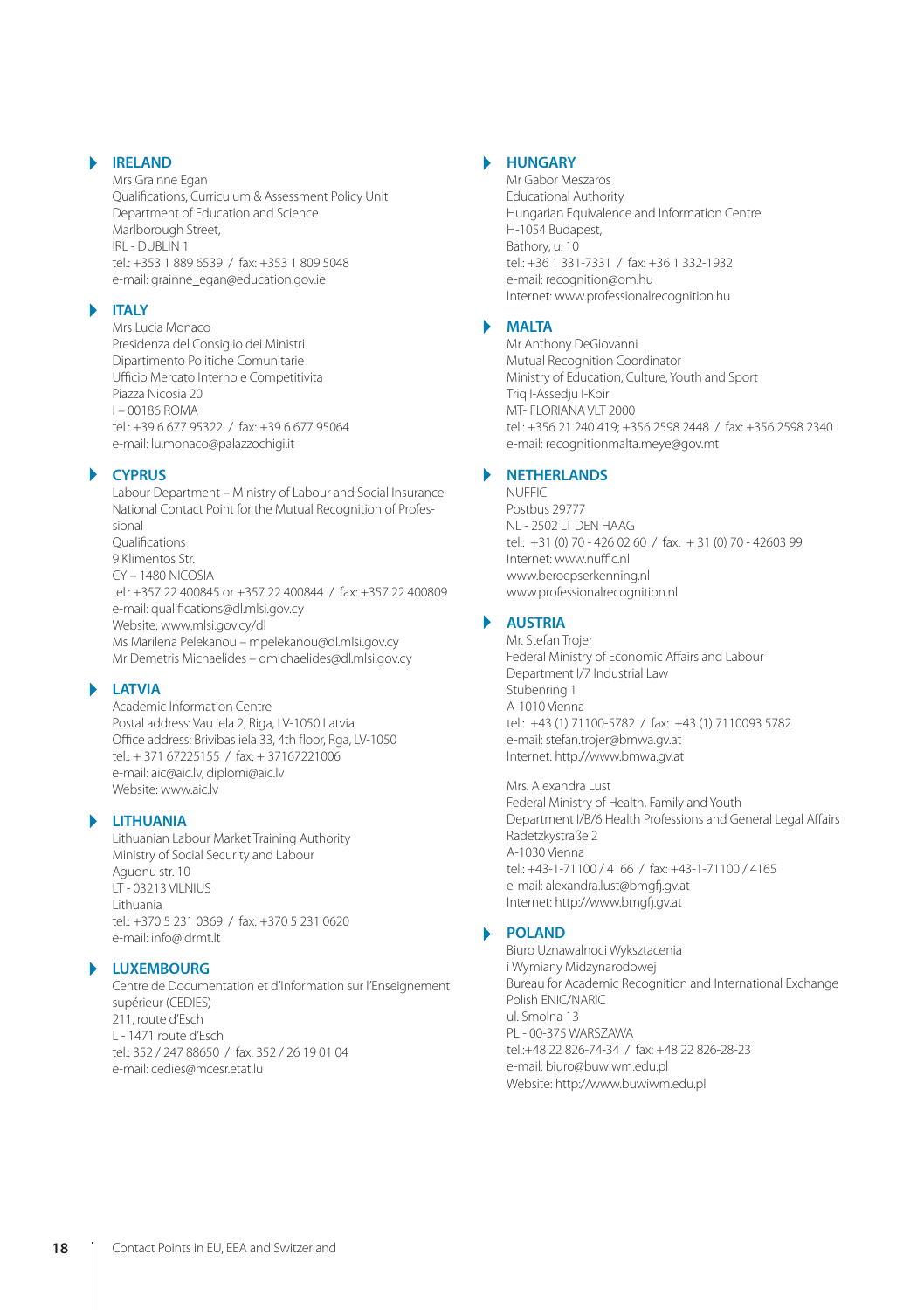## IRELAND

Mrs Grainne Egan
Qualifications, Curriculum & Assessment Policy Unit
Department of Education and Science
Marlborough Street,
IRL - DUBLIN 1
tel.: +353 1 889 6539 / fax: +353 1 809 5048
e-mail: grainne_egan@education.gov.ie

## ITALY

Mrs Lucia Monaco
Presidenza del Consiglio dei Ministri
Dipartimento Politiche Comunitarie
Ufficio Mercato Interno e Competitivita
Piazza Nicosia 20
I – 00186 ROMA
tel.: +39 6 677 95322 / fax: +39 6 677 95064
e-mail: lu.monaco@palazzochigi.it

## CYPRUS

Labour Department – Ministry of Labour and Social Insurance
National Contact Point for the Mutual Recognition of Profes-sional
Qualifications
9 Klimentos Str.
CY – 1480 NICOSIA
tel.: +357 22 400845 or +357 22 400844 / fax: +357 22 400809
e-mail: qualifications@dl.mlsi.gov.cy
Website: www.mlsi.gov.cy/dl
Ms Marilena Pelekanou – mpelekanou@dl.mlsi.gov.cy
Mr Demetris Michaelides – dmichaelides@dl.mlsi.gov.cy

## LATVIA

Academic Information Centre
Postal address: Vau iela 2, Riga, LV-1050 Latvia
Office address: Brivibas iela 33, 4th floor, Rga, LV-1050
tel.: + 371 67225155 / fax: + 37167221006
e-mail: aic@aic.lv, diplomi@aic.lv
Website: www.aic.lv

## LITHUANIA

Lithuanian Labour Market Training Authority
Ministry of Social Security and Labour
Aguonu str. 10
LT - 03213 VILNIUS
Lithuania
tel.: +370 5 231 0369 / fax: +370 5 231 0620
e-mail: info@ldrmt.lt

## LUXEMBOURG

Centre de Documentation et d'Information sur l'Enseignement supérieur (CEDIES)
211, route d'Esch
L - 1471 route d'Esch
tel.: 352 / 247 88650 / fax: 352 / 26 19 01 04
e-mail: cedies@mcesr.etat.lu

## HUNGARY

Mr Gabor Meszaros
Educational Authority
Hungarian Equivalence and Information Centre
H-1054 Budapest,
Bathory, u. 10
tel.: +36 1 331-7331 / fax: +36 1 332-1932
e-mail: recognition@om.hu
Internet: www.professionalrecognition.hu

## MALTA

Mr Anthony DeGiovanni
Mutual Recognition Coordinator
Ministry of Education, Culture, Youth and Sport
Triq I-Assedju I-Kbir
MT- FLORIANA VLT 2000
tel.: +356 21 240 419; +356 2598 2448 / fax: +356 2598 2340
e-mail: recognitionmalta.meye@gov.mt

## NETHERLANDS

NUFFIC
Postbus 29777
NL - 2502 LT DEN HAAG
tel.: +31 (0) 70 - 426 02 60 / fax: + 31 (0) 70 - 42603 99
Internet: www.nuffic.nl
www.beroepserkenning.nl
www.professionalrecognition.nl

## AUSTRIA

Mr. Stefan Trojer
Federal Ministry of Economic Affairs and Labour
Department I/7 Industrial Law
Stubenring 1
A-1010 Vienna
tel.: +43 (1) 71100-5782 / fax: +43 (1) 7110093 5782
e-mail: stefan.trojer@bmwa.gv.at
Internet: http://www.bmwa.gv.at

Mrs. Alexandra Lust
Federal Ministry of Health, Family and Youth
Department I/B/6 Health Professions and General Legal Affairs
Radetzkystraße 2
A-1030 Vienna
tel.: +43-1-71100 / 4166 / fax: +43-1-71100 / 4165
e-mail: alexandra.lust@bmgfj.gv.at
Internet: http://www.bmgfj.gv.at

## POLAND

Biuro Uznawalnoci Wyksztacenia
i Wymiany Midzynarodowej
Bureau for Academic Recognition and International Exchange
Polish ENIC/NARIC
ul. Smolna 13
PL - 00-375 WARSZAWA
tel.:+48 22 826-74-34 / fax: +48 22 826-28-23
e-mail: biuro@buwiwm.edu.pl
Website: http://www.buwiwm.edu.pl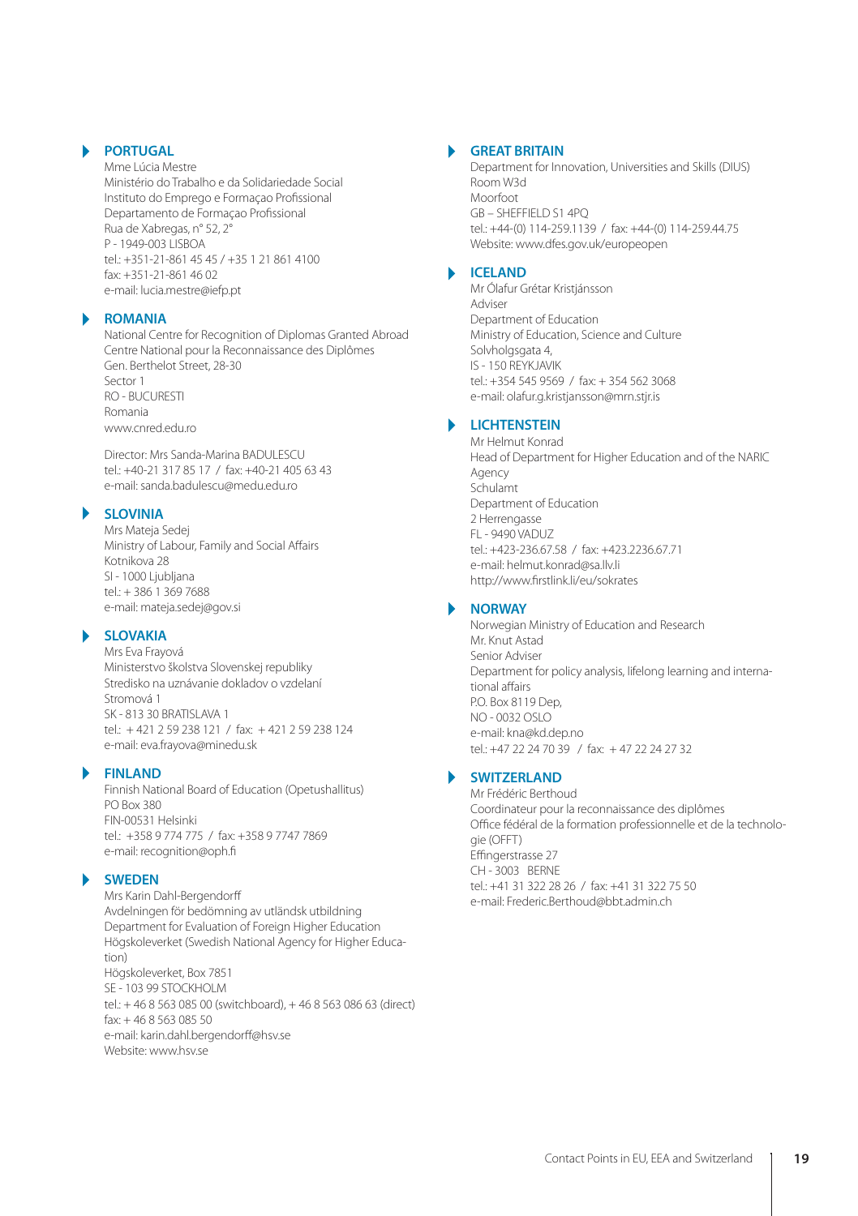## PORTUGAL

Mme Lúcia Mestre
Ministério do Trabalho e da Solidariedade Social
Instituto do Emprego e Formaçao Profissional
Departamento de Formaçao Profissional
Rua de Xabregas, n° 52, 2°
P - 1949-003 LISBOA
tel.: +351-21-861 45 45 / +35 1 21 861 4100
fax: +351-21-861 46 02
e-mail: lucia.mestre@iefp.pt

## ROMANIA

National Centre for Recognition of Diplomas Granted Abroad
Centre National pour la Reconnaissance des Diplômes
Gen. Berthelot Street, 28-30
Sector 1
RO - BUCURESTI
Romania
www.cnred.edu.ro

Director: Mrs Sanda-Marina BADULESCU
tel.: +40-21 317 85 17 / fax: +40-21 405 63 43
e-mail: sanda.badulescu@medu.edu.ro

## SLOVINIA

Mrs Mateja Sedej
Ministry of Labour, Family and Social Affairs
Kotnikova 28
SI - 1000 Ljubljana
tel.: + 386 1 369 7688
e-mail: mateja.sedej@gov.si

## SLOVAKIA

Mrs Eva Frayová
Ministerstvo školstva Slovenskej republiky
Stredisko na uznávanie dokladov o vzdelaní
Stromová 1
SK - 813 30 BRATISLAVA 1
tel.: + 421 2 59 238 121 / fax: + 421 2 59 238 124
e-mail: eva.frayova@minedu.sk

## FINLAND

Finnish National Board of Education (Opetushallitus)
PO Box 380
FIN-00531 Helsinki
tel.: +358 9 774 775 / fax: +358 9 7747 7869
e-mail: recognition@oph.fi

## SWEDEN

Mrs Karin Dahl-Bergendorff
Avdelningen för bedömning av utländsk utbildning
Department for Evaluation of Foreign Higher Education
Högskoleverket (Swedish National Agency for Higher Education)
Högskoleverket, Box 7851
SE - 103 99 STOCKHOLM
tel.: + 46 8 563 085 00 (switchboard), + 46 8 563 086 63 (direct)
fax: + 46 8 563 085 50
e-mail: karin.dahl.bergendorff@hsv.se
Website: www.hsv.se

## GREAT BRITAIN

Department for Innovation, Universities and Skills (DIUS)
Room W3d
Moorfoot
GB – SHEFFIELD S1 4PQ
tel.: +44-(0) 114-259.1139 / fax: +44-(0) 114-259.44.75
Website: www.dfes.gov.uk/europeopen

## ICELAND

Mr Ólafur Grétar Kristjánsson
Adviser
Department of Education
Ministry of Education, Science and Culture
Solvholgsgata 4,
IS - 150 REYKJAVIK
tel.: +354 545 9569 / fax: + 354 562 3068
e-mail: olafur.g.kristjansson@mrn.stjr.is

## LICHTENSTEIN

Mr Helmut Konrad
Head of Department for Higher Education and of the NARIC Agency
Schulamt
Department of Education
2 Herrengasse
FL - 9490 VADUZ
tel.: +423-236.67.58 / fax: +423.2236.67.71
e-mail: helmut.konrad@sa.llv.li
http://www.firstlink.li/eu/sokrates

## NORWAY

Norwegian Ministry of Education and Research
Mr. Knut Astad
Senior Adviser
Department for policy analysis, lifelong learning and international affairs
P.O. Box 8119 Dep,
NO - 0032 OSLO
e-mail: kna@kd.dep.no
tel.: +47 22 24 70 39 / fax: + 47 22 24 27 32

## SWITZERLAND

Mr Frédéric Berthoud
Coordinateur pour la reconnaissance des diplômes
Office fédéral de la formation professionnelle et de la technologie (OFFT)
Effingerstrasse 27
CH - 3003 BERNE
tel.: +41 31 322 28 26 / fax: +41 31 322 75 50
e-mail: Frederic.Berthoud@bbt.admin.ch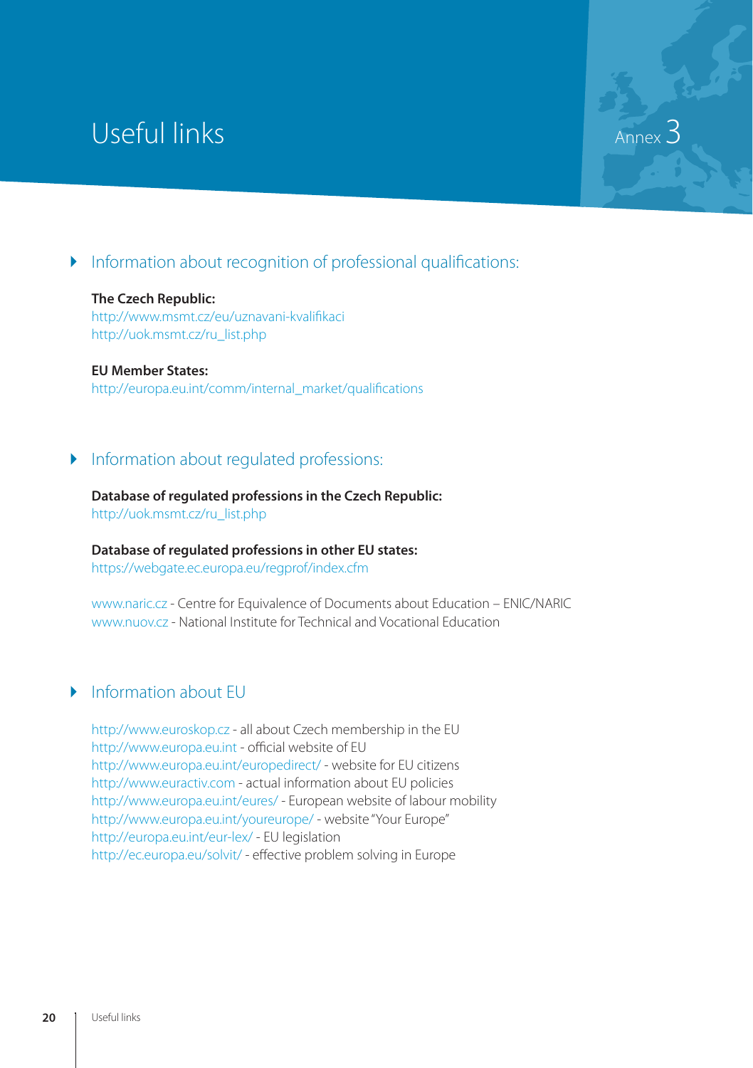# Useful links

Annex 3

## Information about recognition of professional qualifications:

**The Czech Republic:**
http://www.msmt.cz/eu/uznavani-kvalifikaci
http://uok.msmt.cz/ru_list.php

**EU Member States:**
http://europa.eu.int/comm/internal_market/qualifications

## Information about regulated professions:

**Database of regulated professions in the Czech Republic:**
http://uok.msmt.cz/ru_list.php

**Database of regulated professions in other EU states:**
https://webgate.ec.europa.eu/regprof/index.cfm

www.naric.cz - Centre for Equivalence of Documents about Education – ENIC/NARIC
www.nuov.cz - National Institute for Technical and Vocational Education

## Information about EU

http://www.euroskop.cz - all about Czech membership in the EU
http://www.europa.eu.int - official website of EU
http://www.europa.eu.int/europedirect/ - website for EU citizens
http://www.euractiv.com - actual information about EU policies
http://www.europa.eu.int/eures/ - European website of labour mobility
http://www.europa.eu.int/youreurope/ - website "Your Europe"
http://europa.eu.int/eur-lex/ - EU legislation
http://ec.europa.eu/solvit/ - effective problem solving in Europe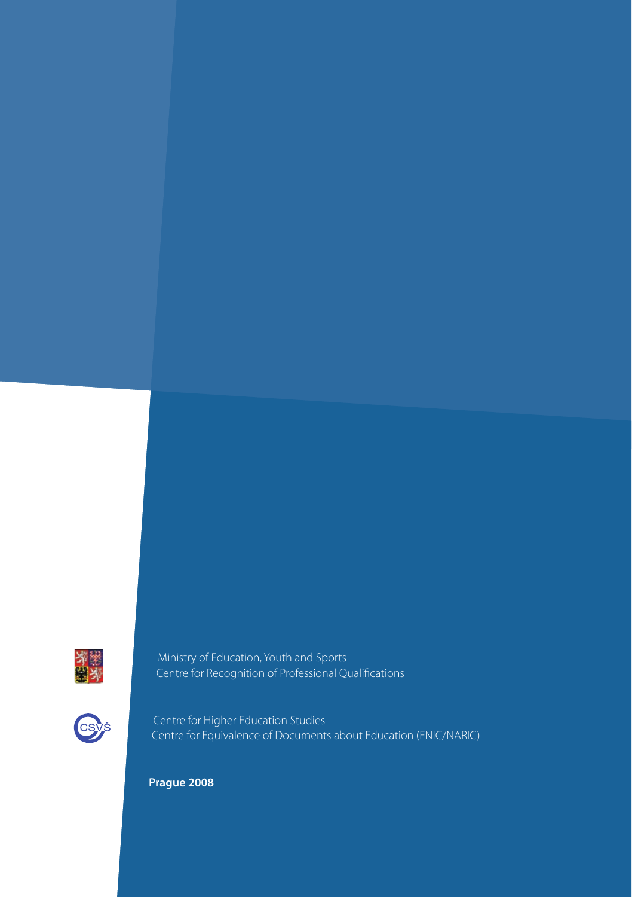Ministry of Education, Youth and Sports
Centre for Recognition of Professional Qualifications

Centre for Higher Education Studies
Centre for Equivalence of Documents about Education (ENIC/NARIC)

**Prague 2008**